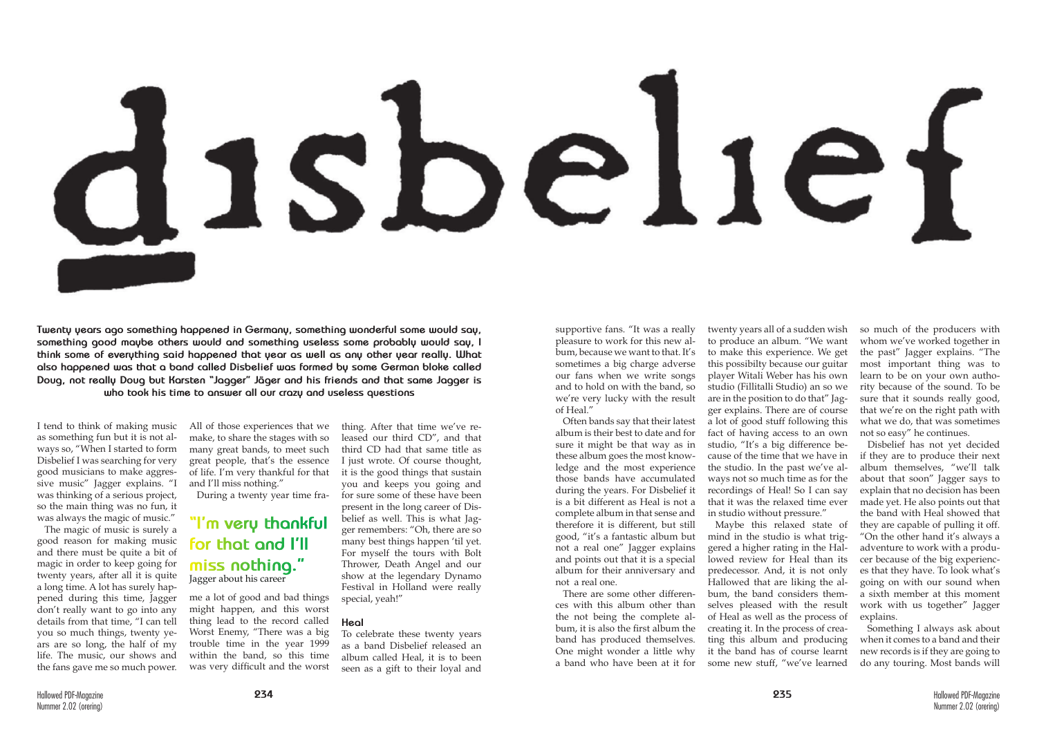# disbelief

**Twenty years ago something happened in Germany, something wonderful some would say, something good maybe others would and something useless some probably would say, I think some of everything said happened that year as well as any other year really. What also happened was that a band called Disbelief was formed by some German bloke called Doug, not really Doug but Karsten "Jagger" Jäger and his friends and that same Jagger is who took his time to answer all our crazy and useless questions**

I tend to think of making music as something fun but it is not always so, "When I started to form Disbelief I was searching for very good musicians to make aggressive music" Jagger explains. "I was thinking of a serious project, so the main thing was no fun, it was always the magic of music."

The magic of music is surely a good reason for making music and there must be quite a bit of magic in order to keep going for twenty years, after all it is quite a long time. A lot has surely happened during this time, Jagger don't really want to go into any details from that time, "I can tell you so much things, twenty years are so long, the half of my life. The music, our shows and the fans gave me so much power. All of those experiences that we make, to share the stages with so many great bands, to meet such great people, that's the essence of life. I'm very thankful for that and I'll miss nothing."

> **"I'm very thankful for that and I'll miss nothing."**
> Jagger about his career

During a twenty year time frame a lot of good and bad things might happen, and this worst thing lead to the record called Worst Enemy, "There was a big trouble time in the year 1999 within the band, so this time was very difficult and the worst thing. After that time we've released our third CD", and that third CD had that same title as I just wrote. Of course thought, it is the good things that sustain you and keeps you going and for sure some of these have been present in the long career of Disbelief as well. This is what Jagger remembers: "Oh, there are so many best things happen 'til yet. For myself the tours with Bolt Thrower, Death Angel and our show at the legendary Dynamo Festival in Holland were really special, yeah!"

### Heal

To celebrate these twenty years as a band Disbelief released an album called Heal, it is to been seen as a gift to their loyal and supportive fans. "It was a really pleasure to work for this new album, because we want to that. It's sometimes a big charge adverse our fans when we write songs and to hold on with the band, so we're very lucky with the result of Heal."

Often bands say that their latest album is their best to date and for sure it might be that way as in these album goes the most knowledge and the most experience those bands have accumulated during the years. For Disbelief it is a bit different as Heal is not a complete album in that sense and therefore it is different, but still good, "it's a fantastic album but not a real one" Jagger explains and points out that it is a special album for their anniversary and not a real one.

There are some other differences with this album other than the not being the complete album, it is also the first album the band has produced themselves. One might wonder a little why a band who have been at it for twenty years all of a sudden wish to produce an album. "We want to make this experience. We get this possibilty because our guitar player Witali Weber has his own studio (Fillitalli Studio) an so we are in the position to do that" Jagger explains. There are of course a lot of good stuff following this fact of having access to an own studio, "It's a big difference because of the time that we have in the studio. In the past we've always not so much time as for the recordings of Heal! So I can say that it was the relaxed time ever in studio without pressure."

Maybe this relaxed state of mind in the studio is what triggered a higher rating in the Hallowed review for Heal than its predecessor. And, it is not only Hallowed that are liking the album, the band considers themselves pleased with the result of Heal as well as the process of creating it. In the process of creating this album and producing it the band has of course learnt some new stuff, "we've learned so much of the producers with whom we've worked together in the past" Jagger explains. "The most important thing was to learn to be on your own authority because of the sound. To be sure that it sounds really good, that we're on the right path with what we do, that was sometimes not so easy" he continues.

Disbelief has not yet decided if they are to produce their next album themselves, "we'll talk about that soon" Jagger says to explain that no decision has been made yet. He also points out that the band with Heal showed that they are capable of pulling it off. "On the other hand it's always a adventure to work with a producer because of the big experiences that they have. To look what's going on with our sound when a sixth member at this moment work with us together" Jagger explains.

Something I always ask about when it comes to a band and their new records is if they are going to do any touring. Most bands will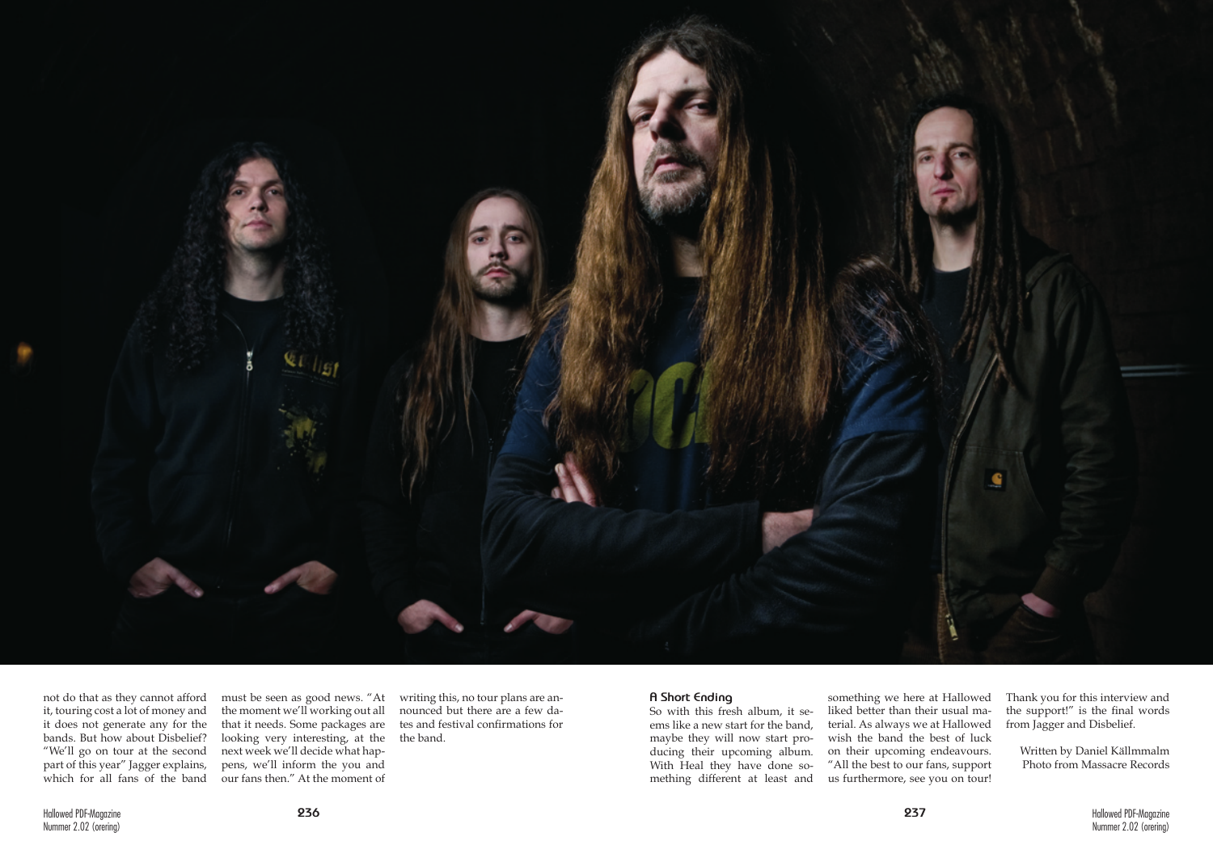not do that as they cannot afford it, touring cost a lot of money and it does not generate any for the bands. But how about Disbelief? "We'll go on tour at the second part of this year" Jagger explains, which for all fans of the band must be seen as good news. "At the moment we'll working out all that it needs. Some packages are looking very interesting, at the next week we'll decide what happens, we'll inform the you and our fans then." At the moment of writing this, no tour plans are announced but there are a few dates and festival confirmations for the band.

### A Short Ending

So with this fresh album, it seems like a new start for the band, maybe they will now start producing their upcoming album. With Heal they have done something different at least and something we here at Hallowed liked better than their usual material. As always we at Hallowed wish the band the best of luck on their upcoming endeavours. "All the best to our fans, support us furthermore, see you on tour! Thank you for this interview and the support!" is the final words from Jagger and Disbelief.

Written by Daniel Källmmalm
Photo from Massacre Records